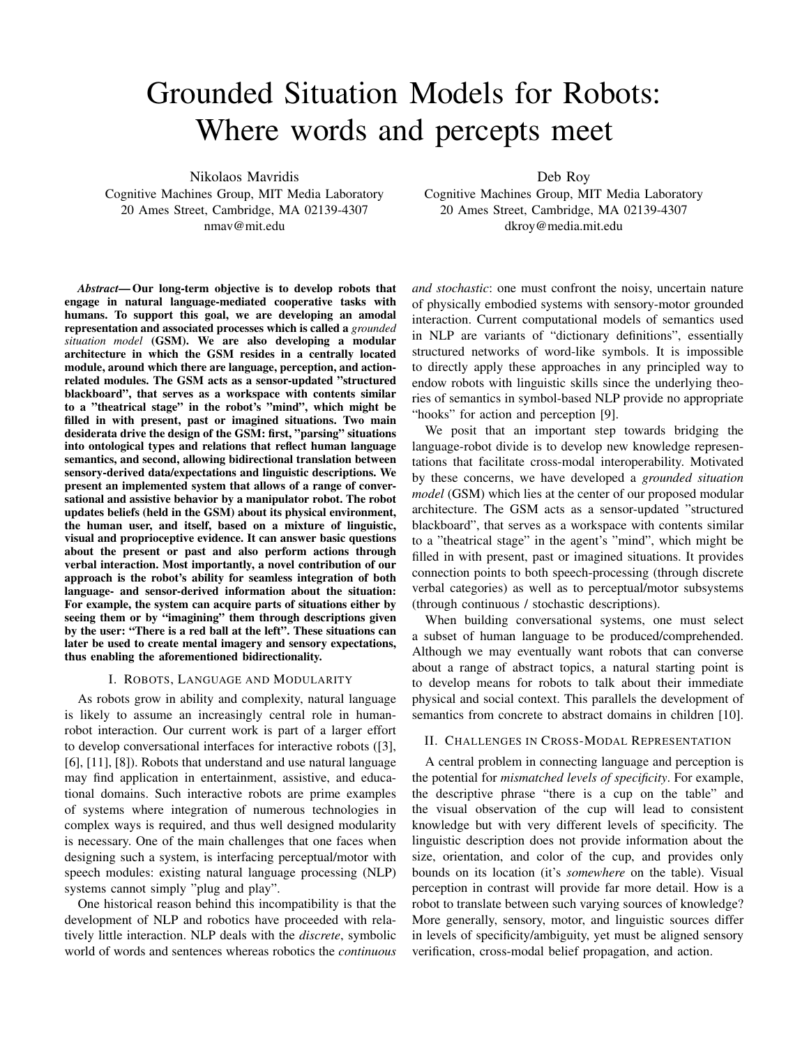# Grounded Situation Models for Robots: Where words and percepts meet

Nikolaos Mavridis
Cognitive Machines Group, MIT Media Laboratory
20 Ames Street, Cambridge, MA 02139-4307
nmav@mit.edu

Deb Roy
Cognitive Machines Group, MIT Media Laboratory
20 Ames Street, Cambridge, MA 02139-4307
dkroy@media.mit.edu

***Abstract*— Our long-term objective is to develop robots that engage in natural language-mediated cooperative tasks with humans. To support this goal, we are developing an amodal representation and associated processes which is called a *grounded situation model* (GSM). We are also developing a modular architecture in which the GSM resides in a centrally located module, around which there are language, perception, and action-related modules. The GSM acts as a sensor-updated "structured blackboard", that serves as a workspace with contents similar to a "theatrical stage" in the robot's "mind", which might be filled in with present, past or imagined situations. Two main desiderata drive the design of the GSM: first, "parsing" situations into ontological types and relations that reflect human language semantics, and second, allowing bidirectional translation between sensory-derived data/expectations and linguistic descriptions. We present an implemented system that allows of a range of conversational and assistive behavior by a manipulator robot. The robot updates beliefs (held in the GSM) about its physical environment, the human user, and itself, based on a mixture of linguistic, visual and proprioceptive evidence. It can answer basic questions about the present or past and also perform actions through verbal interaction. Most importantly, a novel contribution of our approach is the robot's ability for seamless integration of both language- and sensor-derived information about the situation: For example, the system can acquire parts of situations either by seeing them or by "imagining" them through descriptions given by the user: "There is a red ball at the left". These situations can later be used to create mental imagery and sensory expectations, thus enabling the aforementioned bidirectionality.**

## I. Robots, Language and Modularity

As robots grow in ability and complexity, natural language is likely to assume an increasingly central role in human-robot interaction. Our current work is part of a larger effort to develop conversational interfaces for interactive robots ([3], [6], [11], [8]). Robots that understand and use natural language may find application in entertainment, assistive, and educational domains. Such interactive robots are prime examples of systems where integration of numerous technologies in complex ways is required, and thus well designed modularity is necessary. One of the main challenges that one faces when designing such a system, is interfacing perceptual/motor with speech modules: existing natural language processing (NLP) systems cannot simply "plug and play".

One historical reason behind this incompatibility is that the development of NLP and robotics have proceeded with relatively little interaction. NLP deals with the *discrete*, symbolic world of words and sentences whereas robotics the *continuous and stochastic*: one must confront the noisy, uncertain nature of physically embodied systems with sensory-motor grounded interaction. Current computational models of semantics used in NLP are variants of "dictionary definitions", essentially structured networks of word-like symbols. It is impossible to directly apply these approaches in any principled way to endow robots with linguistic skills since the underlying theories of semantics in symbol-based NLP provide no appropriate "hooks" for action and perception [9].

We posit that an important step towards bridging the language-robot divide is to develop new knowledge representations that facilitate cross-modal interoperability. Motivated by these concerns, we have developed a *grounded situation model* (GSM) which lies at the center of our proposed modular architecture. The GSM acts as a sensor-updated "structured blackboard", that serves as a workspace with contents similar to a "theatrical stage" in the agent's "mind", which might be filled in with present, past or imagined situations. It provides connection points to both speech-processing (through discrete verbal categories) as well as to perceptual/motor subsystems (through continuous / stochastic descriptions).

When building conversational systems, one must select a subset of human language to be produced/comprehended. Although we may eventually want robots that can converse about a range of abstract topics, a natural starting point is to develop means for robots to talk about their immediate physical and social context. This parallels the development of semantics from concrete to abstract domains in children [10].

## II. Challenges in Cross-Modal Representation

A central problem in connecting language and perception is the potential for *mismatched levels of specificity*. For example, the descriptive phrase "there is a cup on the table" and the visual observation of the cup will lead to consistent knowledge but with very different levels of specificity. The linguistic description does not provide information about the size, orientation, and color of the cup, and provides only bounds on its location (it's *somewhere* on the table). Visual perception in contrast will provide far more detail. How is a robot to translate between such varying sources of knowledge? More generally, sensory, motor, and linguistic sources differ in levels of specificity/ambiguity, yet must be aligned sensory verification, cross-modal belief propagation, and action.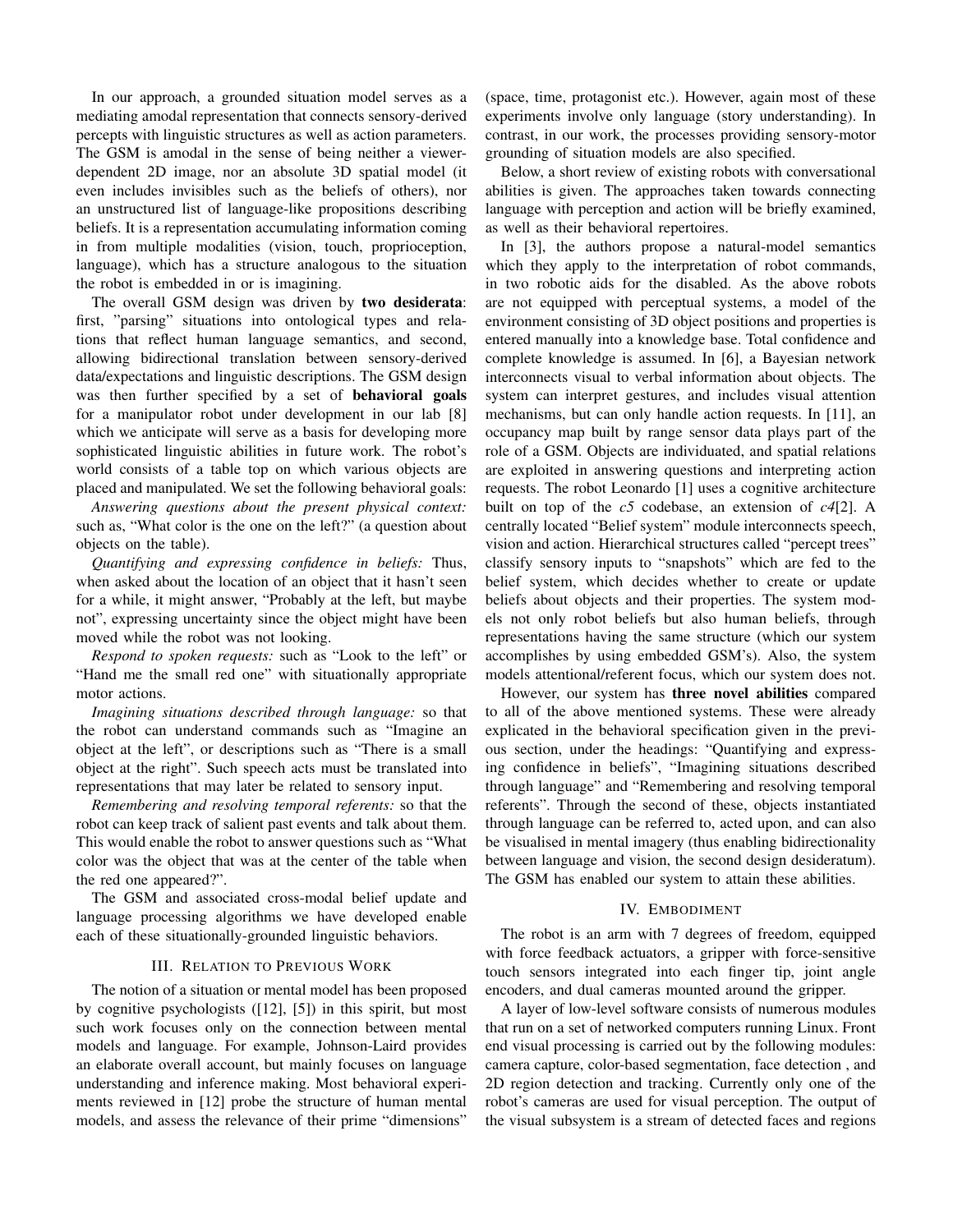In our approach, a grounded situation model serves as a mediating amodal representation that connects sensory-derived percepts with linguistic structures as well as action parameters. The GSM is amodal in the sense of being neither a viewer-dependent 2D image, nor an absolute 3D spatial model (it even includes invisibles such as the beliefs of others), nor an unstructured list of language-like propositions describing beliefs. It is a representation accumulating information coming in from multiple modalities (vision, touch, proprioception, language), which has a structure analogous to the situation the robot is embedded in or is imagining.

The overall GSM design was driven by **two desiderata**: first, "parsing" situations into ontological types and relations that reflect human language semantics, and second, allowing bidirectional translation between sensory-derived data/expectations and linguistic descriptions. The GSM design was then further specified by a set of **behavioral goals** for a manipulator robot under development in our lab [8] which we anticipate will serve as a basis for developing more sophisticated linguistic abilities in future work. The robot's world consists of a table top on which various objects are placed and manipulated. We set the following behavioral goals:

*Answering questions about the present physical context:* such as, "What color is the one on the left?" (a question about objects on the table).

*Quantifying and expressing confidence in beliefs:* Thus, when asked about the location of an object that it hasn't seen for a while, it might answer, "Probably at the left, but maybe not", expressing uncertainty since the object might have been moved while the robot was not looking.

*Respond to spoken requests:* such as "Look to the left" or "Hand me the small red one" with situationally appropriate motor actions.

*Imagining situations described through language:* so that the robot can understand commands such as "Imagine an object at the left", or descriptions such as "There is a small object at the right". Such speech acts must be translated into representations that may later be related to sensory input.

*Remembering and resolving temporal referents:* so that the robot can keep track of salient past events and talk about them. This would enable the robot to answer questions such as "What color was the object that was at the center of the table when the red one appeared?".

The GSM and associated cross-modal belief update and language processing algorithms we have developed enable each of these situationally-grounded linguistic behaviors.

## III. Relation to Previous Work

The notion of a situation or mental model has been proposed by cognitive psychologists ([12], [5]) in this spirit, but most such work focuses only on the connection between mental models and language. For example, Johnson-Laird provides an elaborate overall account, but mainly focuses on language understanding and inference making. Most behavioral experiments reviewed in [12] probe the structure of human mental models, and assess the relevance of their prime "dimensions" (space, time, protagonist etc.). However, again most of these experiments involve only language (story understanding). In contrast, in our work, the processes providing sensory-motor grounding of situation models are also specified.

Below, a short review of existing robots with conversational abilities is given. The approaches taken towards connecting language with perception and action will be briefly examined, as well as their behavioral repertoires.

In [3], the authors propose a natural-model semantics which they apply to the interpretation of robot commands, in two robotic aids for the disabled. As the above robots are not equipped with perceptual systems, a model of the environment consisting of 3D object positions and properties is entered manually into a knowledge base. Total confidence and complete knowledge is assumed. In [6], a Bayesian network interconnects visual to verbal information about objects. The system can interpret gestures, and includes visual attention mechanisms, but can only handle action requests. In [11], an occupancy map built by range sensor data plays part of the role of a GSM. Objects are individuated, and spatial relations are exploited in answering questions and interpreting action requests. The robot Leonardo [1] uses a cognitive architecture built on top of the *c5* codebase, an extension of *c4*[2]. A centrally located "Belief system" module interconnects speech, vision and action. Hierarchical structures called "percept trees" classify sensory inputs to "snapshots" which are fed to the belief system, which decides whether to create or update beliefs about objects and their properties. The system models not only robot beliefs but also human beliefs, through representations having the same structure (which our system accomplishes by using embedded GSM's). Also, the system models attentional/referent focus, which our system does not.

However, our system has **three novel abilities** compared to all of the above mentioned systems. These were already explicated in the behavioral specification given in the previous section, under the headings: "Quantifying and expressing confidence in beliefs", "Imagining situations described through language" and "Remembering and resolving temporal referents". Through the second of these, objects instantiated through language can be referred to, acted upon, and can also be visualised in mental imagery (thus enabling bidirectionality between language and vision, the second design desideratum). The GSM has enabled our system to attain these abilities.

## IV. Embodiment

The robot is an arm with 7 degrees of freedom, equipped with force feedback actuators, a gripper with force-sensitive touch sensors integrated into each finger tip, joint angle encoders, and dual cameras mounted around the gripper.

A layer of low-level software consists of numerous modules that run on a set of networked computers running Linux. Front end visual processing is carried out by the following modules: camera capture, color-based segmentation, face detection , and 2D region detection and tracking. Currently only one of the robot's cameras are used for visual perception. The output of the visual subsystem is a stream of detected faces and regions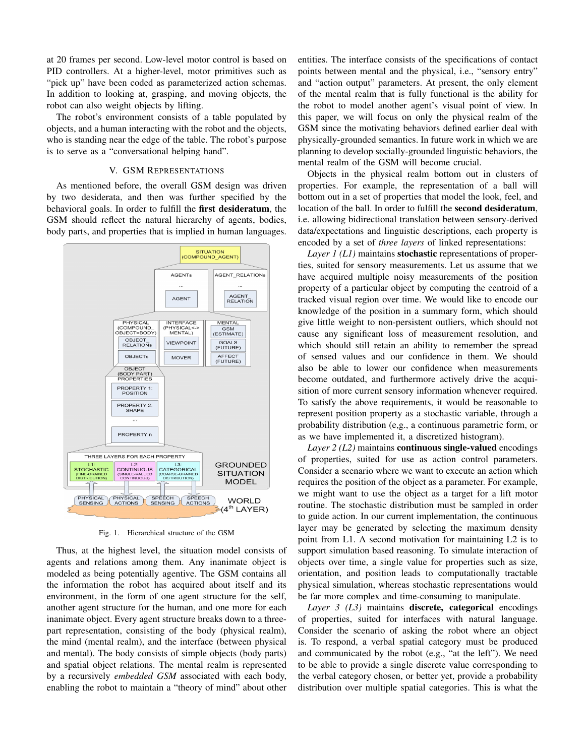at 20 frames per second. Low-level motor control is based on PID controllers. At a higher-level, motor primitives such as "pick up" have been coded as parameterized action schemas. In addition to looking at, grasping, and moving objects, the robot can also weight objects by lifting.

The robot's environment consists of a table populated by objects, and a human interacting with the robot and the objects, who is standing near the edge of the table. The robot's purpose is to serve as a "conversational helping hand".

## V. GSM Representations

As mentioned before, the overall GSM design was driven by two desiderata, and then was further specified by the behavioral goals. In order to fulfill the **first desideratum**, the GSM should reflect the natural hierarchy of agents, bodies, body parts, and properties that is implied in human languages.

SITUATION (COMPOUND_AGENT)
AGENTs
...
AGENT
AGENT_RELATIONs
...
AGENT_RELATION
PHYSICAL (COMPOUND_OBJECT=BODY)
OBJECT_RELATIONs
OBJECTs
INTERFACE (PHYSICAL<->MENTAL)
VIEWPOINT
MOVER
MENTAL
GSM (ESTIMATE)
GOALS (FUTURE)
AFFECT (FUTURE)
OBJECT (BODY PART) PROPERTIES
PROPERTY 1: POSITION
PROPERTY 2: SHAPE
...
PROPERTY n
THREE LAYERS FOR EACH PROPERTY
L1: STOCHASTIC (FINE-GRAINED DISTRIBUTION)
L2: CONTINUOUS (SINGLE-VALUED CONTINUOUS)
L3: CATEGORICAL (COARSE-GRAINED DISTRIBUTION)
GROUNDED SITUATION MODEL
PHYSICAL SENSING
PHYSICAL ACTIONS
SPEECH SENSING
SPEECH ACTIONS
WORLD (4th LAYER)

Fig. 1. Hierarchical structure of the GSM

Thus, at the highest level, the situation model consists of agents and relations among them. Any inanimate object is modeled as being potentially agentive. The GSM contains all the information the robot has acquired about itself and its environment, in the form of one agent structure for the self, another agent structure for the human, and one more for each inanimate object. Every agent structure breaks down to a three-part representation, consisting of the body (physical realm), the mind (mental realm), and the interface (between physical and mental). The body consists of simple objects (body parts) and spatial object relations. The mental realm is represented by a recursively *embedded GSM* associated with each body, enabling the robot to maintain a "theory of mind" about other entities. The interface consists of the specifications of contact points between mental and the physical, i.e., "sensory entry" and "action output" parameters. At present, the only element of the mental realm that is fully functional is the ability for the robot to model another agent's visual point of view. In this paper, we will focus on only the physical realm of the GSM since the motivating behaviors defined earlier deal with physically-grounded semantics. In future work in which we are planning to develop socially-grounded linguistic behaviors, the mental realm of the GSM will become crucial.

Objects in the physical realm bottom out in clusters of properties. For example, the representation of a ball will bottom out in a set of properties that model the look, feel, and location of the ball. In order to fulfill the **second desideratum**, i.e. allowing bidirectional translation between sensory-derived data/expectations and linguistic descriptions, each property is encoded by a set of *three layers* of linked representations:

*Layer 1 (L1)* maintains **stochastic** representations of properties, suited for sensory measurements. Let us assume that we have acquired multiple noisy measurements of the position property of a particular object by computing the centroid of a tracked visual region over time. We would like to encode our knowledge of the position in a summary form, which should give little weight to non-persistent outliers, which should not cause any significant loss of measurement resolution, and which should still retain an ability to remember the spread of sensed values and our confidence in them. We should also be able to lower our confidence when measurements become outdated, and furthermore actively drive the acquisition of more current sensory information whenever required. To satisfy the above requirements, it would be reasonable to represent position property as a stochastic variable, through a probability distribution (e.g., a continuous parametric form, or as we have implemented it, a discretized histogram).

*Layer 2 (L2)* maintains **continuous single-valued** encodings of properties, suited for use as action control parameters. Consider a scenario where we want to execute an action which requires the position of the object as a parameter. For example, we might want to use the object as a target for a lift motor routine. The stochastic distribution must be sampled in order to guide action. In our current implementation, the continuous layer may be generated by selecting the maximum density point from L1. A second motivation for maintaining L2 is to support simulation based reasoning. To simulate interaction of objects over time, a single value for properties such as size, orientation, and position leads to computationally tractable physical simulation, whereas stochastic representations would be far more complex and time-consuming to manipulate.

*Layer 3 (L3)* maintains **discrete, categorical** encodings of properties, suited for interfaces with natural language. Consider the scenario of asking the robot where an object is. To respond, a verbal spatial category must be produced and communicated by the robot (e.g., "at the left"). We need to be able to provide a single discrete value corresponding to the verbal category chosen, or better yet, provide a probability distribution over multiple spatial categories. This is what the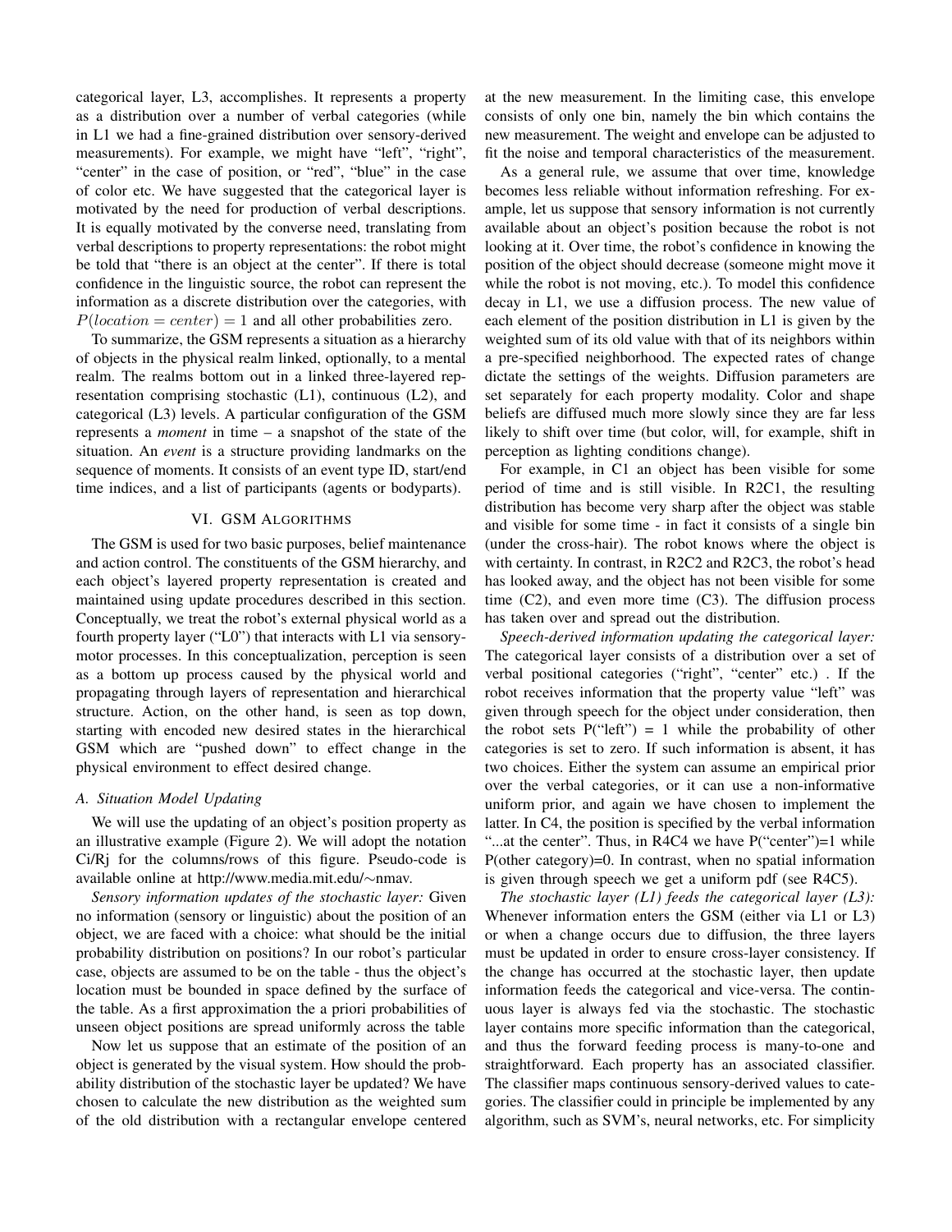categorical layer, L3, accomplishes. It represents a property as a distribution over a number of verbal categories (while in L1 we had a fine-grained distribution over sensory-derived measurements). For example, we might have "left", "right", "center" in the case of position, or "red", "blue" in the case of color etc. We have suggested that the categorical layer is motivated by the need for production of verbal descriptions. It is equally motivated by the converse need, translating from verbal descriptions to property representations: the robot might be told that "there is an object at the center". If there is total confidence in the linguistic source, the robot can represent the information as a discrete distribution over the categories, with $P(location = center) = 1$ and all other probabilities zero.

To summarize, the GSM represents a situation as a hierarchy of objects in the physical realm linked, optionally, to a mental realm. The realms bottom out in a linked three-layered representation comprising stochastic (L1), continuous (L2), and categorical (L3) levels. A particular configuration of the GSM represents a *moment* in time – a snapshot of the state of the situation. An *event* is a structure providing landmarks on the sequence of moments. It consists of an event type ID, start/end time indices, and a list of participants (agents or bodyparts).

## VI. GSM ALGORITHMS

The GSM is used for two basic purposes, belief maintenance and action control. The constituents of the GSM hierarchy, and each object's layered property representation is created and maintained using update procedures described in this section. Conceptually, we treat the robot's external physical world as a fourth property layer ("L0") that interacts with L1 via sensory-motor processes. In this conceptualization, perception is seen as a bottom up process caused by the physical world and propagating through layers of representation and hierarchical structure. Action, on the other hand, is seen as top down, starting with encoded new desired states in the hierarchical GSM which are "pushed down" to effect change in the physical environment to effect desired change.

### A. Situation Model Updating

We will use the updating of an object's position property as an illustrative example (Figure 2). We will adopt the notation Ci/Rj for the columns/rows of this figure. Pseudo-code is available online at http://www.media.mit.edu/∼nmav.

*Sensory information updates of the stochastic layer:* Given no information (sensory or linguistic) about the position of an object, we are faced with a choice: what should be the initial probability distribution on positions? In our robot's particular case, objects are assumed to be on the table - thus the object's location must be bounded in space defined by the surface of the table. As a first approximation the a priori probabilities of unseen object positions are spread uniformly across the table

Now let us suppose that an estimate of the position of an object is generated by the visual system. How should the probability distribution of the stochastic layer be updated? We have chosen to calculate the new distribution as the weighted sum of the old distribution with a rectangular envelope centered at the new measurement. In the limiting case, this envelope consists of only one bin, namely the bin which contains the new measurement. The weight and envelope can be adjusted to fit the noise and temporal characteristics of the measurement.

As a general rule, we assume that over time, knowledge becomes less reliable without information refreshing. For example, let us suppose that sensory information is not currently available about an object's position because the robot is not looking at it. Over time, the robot's confidence in knowing the position of the object should decrease (someone might move it while the robot is not moving, etc.). To model this confidence decay in L1, we use a diffusion process. The new value of each element of the position distribution in L1 is given by the weighted sum of its old value with that of its neighbors within a pre-specified neighborhood. The expected rates of change dictate the settings of the weights. Diffusion parameters are set separately for each property modality. Color and shape beliefs are diffused much more slowly since they are far less likely to shift over time (but color, will, for example, shift in perception as lighting conditions change).

For example, in C1 an object has been visible for some period of time and is still visible. In R2C1, the resulting distribution has become very sharp after the object was stable and visible for some time - in fact it consists of a single bin (under the cross-hair). The robot knows where the object is with certainty. In contrast, in R2C2 and R2C3, the robot's head has looked away, and the object has not been visible for some time (C2), and even more time (C3). The diffusion process has taken over and spread out the distribution.

*Speech-derived information updating the categorical layer:* The categorical layer consists of a distribution over a set of verbal positional categories ("right", "center" etc.) . If the robot receives information that the property value "left" was given through speech for the object under consideration, then the robot sets P("left") = 1 while the probability of other categories is set to zero. If such information is absent, it has two choices. Either the system can assume an empirical prior over the verbal categories, or it can use a non-informative uniform prior, and again we have chosen to implement the latter. In C4, the position is specified by the verbal information "...at the center". Thus, in R4C4 we have P("center")=1 while P(other category)=0. In contrast, when no spatial information is given through speech we get a uniform pdf (see R4C5).

*The stochastic layer (L1) feeds the categorical layer (L3):* Whenever information enters the GSM (either via L1 or L3) or when a change occurs due to diffusion, the three layers must be updated in order to ensure cross-layer consistency. If the change has occurred at the stochastic layer, then update information feeds the categorical and vice-versa. The continuous layer is always fed via the stochastic. The stochastic layer contains more specific information than the categorical, and thus the forward feeding process is many-to-one and straightforward. Each property has an associated classifier. The classifier maps continuous sensory-derived values to categories. The classifier could in principle be implemented by any algorithm, such as SVM's, neural networks, etc. For simplicity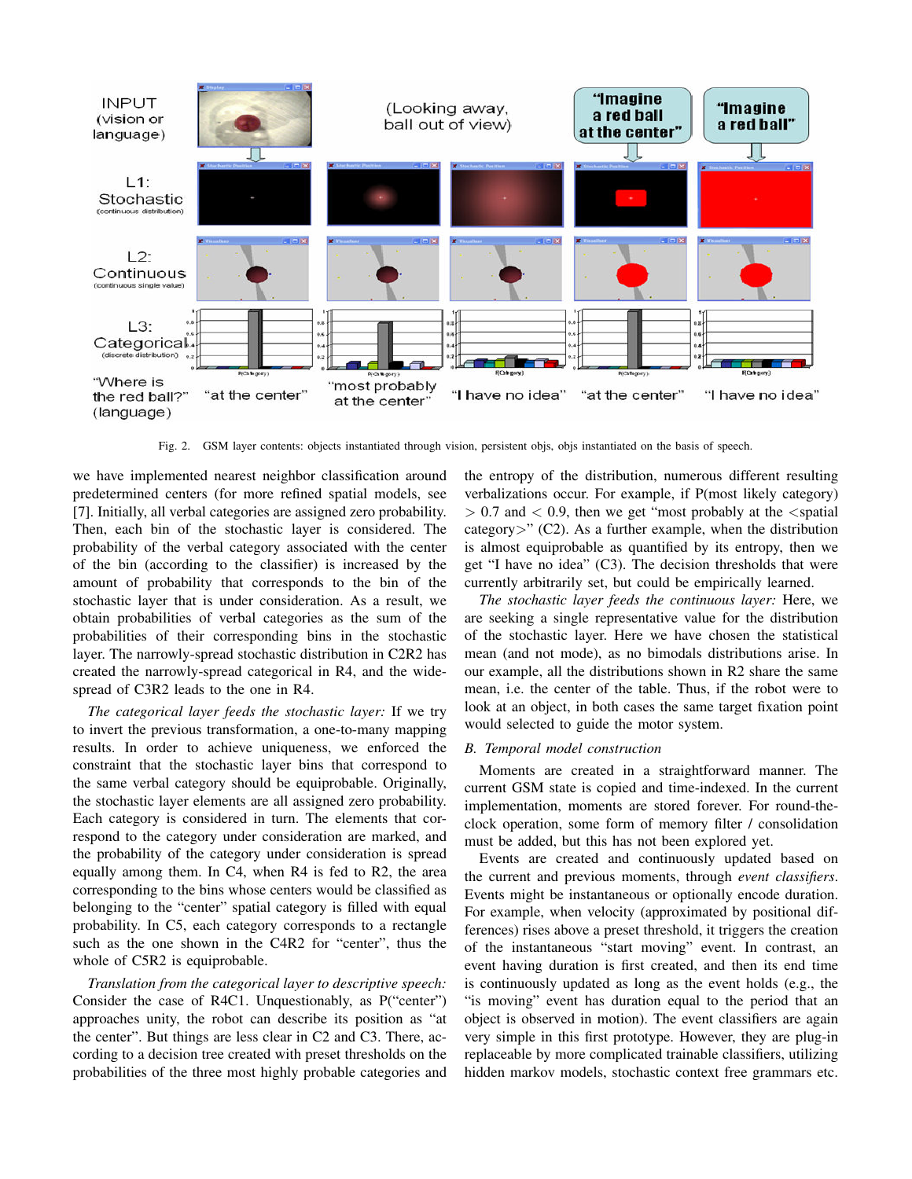Fig. 2. GSM layer contents: objects instantiated through vision, persistent objs, objs instantiated on the basis of speech.

we have implemented nearest neighbor classification around predetermined centers (for more refined spatial models, see [7]. Initially, all verbal categories are assigned zero probability. Then, each bin of the stochastic layer is considered. The probability of the verbal category associated with the center of the bin (according to the classifier) is increased by the amount of probability that corresponds to the bin of the stochastic layer that is under consideration. As a result, we obtain probabilities of verbal categories as the sum of the probabilities of their corresponding bins in the stochastic layer. The narrowly-spread stochastic distribution in C2R2 has created the narrowly-spread categorical in R4, and the wide-spread of C3R2 leads to the one in R4.

*The categorical layer feeds the stochastic layer:* If we try to invert the previous transformation, a one-to-many mapping results. In order to achieve uniqueness, we enforced the constraint that the stochastic layer bins that correspond to the same verbal category should be equiprobable. Originally, the stochastic layer elements are all assigned zero probability. Each category is considered in turn. The elements that correspond to the category under consideration are marked, and the probability of the category under consideration is spread equally among them. In C4, when R4 is fed to R2, the area corresponding to the bins whose centers would be classified as belonging to the "center" spatial category is filled with equal probability. In C5, each category corresponds to a rectangle such as the one shown in the C4R2 for "center", thus the whole of C5R2 is equiprobable.

*Translation from the categorical layer to descriptive speech:* Consider the case of R4C1. Unquestionably, as P("center") approaches unity, the robot can describe its position as "at the center". But things are less clear in C2 and C3. There, according to a decision tree created with preset thresholds on the probabilities of the three most highly probable categories and the entropy of the distribution, numerous different resulting verbalizations occur. For example, if P(most likely category) $> 0.7$ and $< 0.9$, then we get "most probably at the <spatial category>" (C2). As a further example, when the distribution is almost equiprobable as quantified by its entropy, then we get "I have no idea" (C3). The decision thresholds that were currently arbitrarily set, but could be empirically learned.

*The stochastic layer feeds the continuous layer:* Here, we are seeking a single representative value for the distribution of the stochastic layer. Here we have chosen the statistical mean (and not mode), as no bimodals distributions arise. In our example, all the distributions shown in R2 share the same mean, i.e. the center of the table. Thus, if the robot were to look at an object, in both cases the same target fixation point would selected to guide the motor system.

### B. Temporal model construction

Moments are created in a straightforward manner. The current GSM state is copied and time-indexed. In the current implementation, moments are stored forever. For round-the-clock operation, some form of memory filter / consolidation must be added, but this has not been explored yet.

Events are created and continuously updated based on the current and previous moments, through *event classifiers*. Events might be instantaneous or optionally encode duration. For example, when velocity (approximated by positional differences) rises above a preset threshold, it triggers the creation of the instantaneous "start moving" event. In contrast, an event having duration is first created, and then its end time is continuously updated as long as the event holds (e.g., the "is moving" event has duration equal to the period that an object is observed in motion). The event classifiers are again very simple in this first prototype. However, they are plug-in replaceable by more complicated trainable classifiers, utilizing hidden markov models, stochastic context free grammars etc.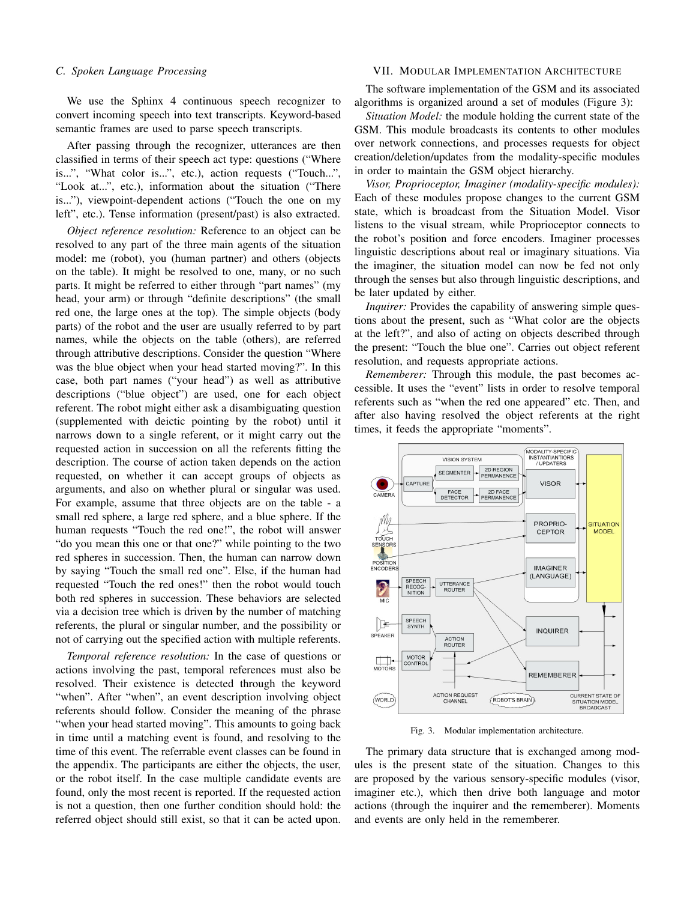### C. Spoken Language Processing

We use the Sphinx 4 continuous speech recognizer to convert incoming speech into text transcripts. Keyword-based semantic frames are used to parse speech transcripts.

After passing through the recognizer, utterances are then classified in terms of their speech act type: questions ("Where is...", "What color is...", etc.), action requests ("Touch...", "Look at...", etc.), information about the situation ("There is..."), viewpoint-dependent actions ("Touch the one on my left", etc.). Tense information (present/past) is also extracted.

*Object reference resolution:* Reference to an object can be resolved to any part of the three main agents of the situation model: me (robot), you (human partner) and others (objects on the table). It might be resolved to one, many, or no such parts. It might be referred to either through "part names" (my head, your arm) or through "definite descriptions" (the small red one, the large ones at the top). The simple objects (body parts) of the robot and the user are usually referred to by part names, while the objects on the table (others), are referred through attributive descriptions. Consider the question "Where was the blue object when your head started moving?". In this case, both part names ("your head") as well as attributive descriptions ("blue object") are used, one for each object referent. The robot might either ask a disambiguating question (supplemented with deictic pointing by the robot) until it narrows down to a single referent, or it might carry out the requested action in succession on all the referents fitting the description. The course of action taken depends on the action requested, on whether it can accept groups of objects as arguments, and also on whether plural or singular was used. For example, assume that three objects are on the table - a small red sphere, a large red sphere, and a blue sphere. If the human requests "Touch the red one!", the robot will answer "do you mean this one or that one?" while pointing to the two red spheres in succession. Then, the human can narrow down by saying "Touch the small red one". Else, if the human had requested "Touch the red ones!" then the robot would touch both red spheres in succession. These behaviors are selected via a decision tree which is driven by the number of matching referents, the plural or singular number, and the possibility or not of carrying out the specified action with multiple referents.

*Temporal reference resolution:* In the case of questions or actions involving the past, temporal references must also be resolved. Their existence is detected through the keyword "when". After "when", an event description involving object referents should follow. Consider the meaning of the phrase "when your head started moving". This amounts to going back in time until a matching event is found, and resolving to the time of this event. The referrable event classes can be found in the appendix. The participants are either the objects, the user, or the robot itself. In the case multiple candidate events are found, only the most recent is reported. If the requested action is not a question, then one further condition should hold: the referred object should still exist, so that it can be acted upon.

## VII. Modular Implementation Architecture

The software implementation of the GSM and its associated algorithms is organized around a set of modules (Figure 3):

*Situation Model:* the module holding the current state of the GSM. This module broadcasts its contents to other modules over network connections, and processes requests for object creation/deletion/updates from the modality-specific modules in order to maintain the GSM object hierarchy.

*Visor, Proprioceptor, Imaginer (modality-specific modules):* Each of these modules propose changes to the current GSM state, which is broadcast from the Situation Model. Visor listens to the visual stream, while Proprioceptor connects to the robot's position and force encoders. Imaginer processes linguistic descriptions about real or imaginary situations. Via the imaginer, the situation model can now be fed not only through the senses but also through linguistic descriptions, and be later updated by either.

*Inquirer:* Provides the capability of answering simple questions about the present, such as "What color are the objects at the left?", and also of acting on objects described through the present: "Touch the blue one". Carries out object referent resolution, and requests appropriate actions.

*Rememberer:* Through this module, the past becomes accessible. It uses the "event" lists in order to resolve temporal referents such as "when the red one appeared" etc. Then, and after also having resolved the object referents at the right times, it feeds the appropriate "moments".

VISION SYSTEM
CAMERA
CAPTURE
SEGMENTER
2D REGION PERMANENCE
FACE DETECTOR
2D FACE PERMANENCE
MODALITY-SPECIFIC INSTANTIANTIORS / UPDATERS
VISOR
TOUCH SENSORS
POSITION ENCODERS
PROPRIO-CEPTOR
SITUATION MODEL
MIC
SPEECH RECOG-NITION
UTTERANCE ROUTER
IMAGINER (LANGUAGE)
SPEAKER
SPEECH SYNTH
ACTION ROUTER
INQUIRER
MOTORS
MOTOR CONTROL
REMEMBERER
WORLD
ACTION REQUEST CHANNEL
ROBOT'S BRAIN
CURRENT STATE OF SITUATION MODEL BROADCAST

Fig. 3. Modular implementation architecture.

The primary data structure that is exchanged among modules is the present state of the situation. Changes to this are proposed by the various sensory-specific modules (visor, imaginer etc.), which then drive both language and motor actions (through the inquirer and the rememberer). Moments and events are only held in the rememberer.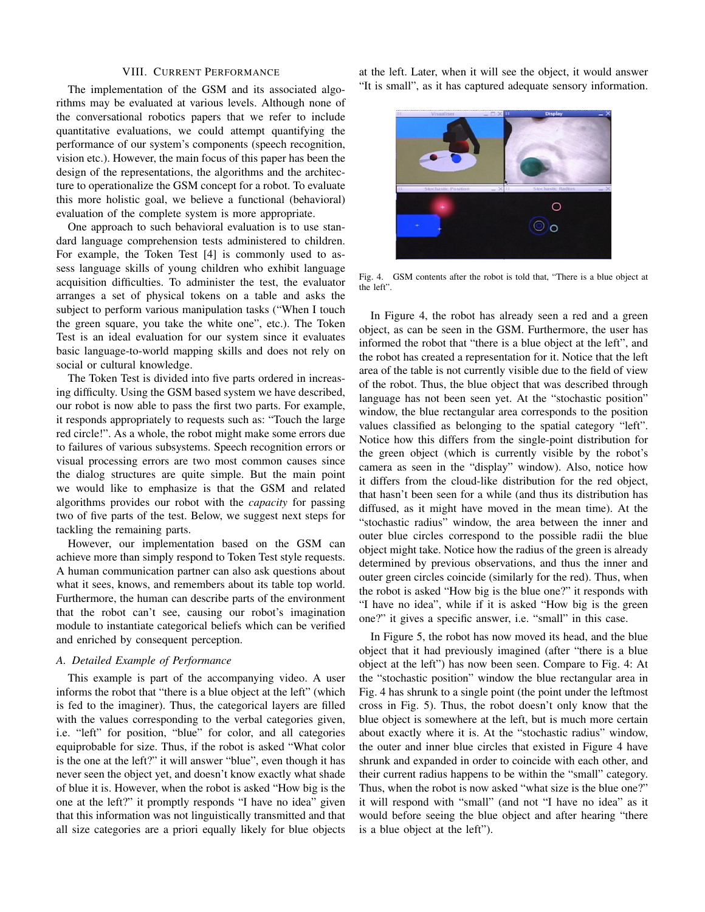## VIII. Current Performance

The implementation of the GSM and its associated algorithms may be evaluated at various levels. Although none of the conversational robotics papers that we refer to include quantitative evaluations, we could attempt quantifying the performance of our system's components (speech recognition, vision etc.). However, the main focus of this paper has been the design of the representations, the algorithms and the architecture to operationalize the GSM concept for a robot. To evaluate this more holistic goal, we believe a functional (behavioral) evaluation of the complete system is more appropriate.

One approach to such behavioral evaluation is to use standard language comprehension tests administered to children. For example, the Token Test [4] is commonly used to assess language skills of young children who exhibit language acquisition difficulties. To administer the test, the evaluator arranges a set of physical tokens on a table and asks the subject to perform various manipulation tasks ("When I touch the green square, you take the white one", etc.). The Token Test is an ideal evaluation for our system since it evaluates basic language-to-world mapping skills and does not rely on social or cultural knowledge.

The Token Test is divided into five parts ordered in increasing difficulty. Using the GSM based system we have described, our robot is now able to pass the first two parts. For example, it responds appropriately to requests such as: "Touch the large red circle!". As a whole, the robot might make some errors due to failures of various subsystems. Speech recognition errors or visual processing errors are two most common causes since the dialog structures are quite simple. But the main point we would like to emphasize is that the GSM and related algorithms provides our robot with the *capacity* for passing two of five parts of the test. Below, we suggest next steps for tackling the remaining parts.

However, our implementation based on the GSM can achieve more than simply respond to Token Test style requests. A human communication partner can also ask questions about what it sees, knows, and remembers about its table top world. Furthermore, the human can describe parts of the environment that the robot can't see, causing our robot's imagination module to instantiate categorical beliefs which can be verified and enriched by consequent perception.

### A. Detailed Example of Performance

This example is part of the accompanying video. A user informs the robot that "there is a blue object at the left" (which is fed to the imaginer). Thus, the categorical layers are filled with the values corresponding to the verbal categories given, i.e. "left" for position, "blue" for color, and all categories equiprobable for size. Thus, if the robot is asked "What color is the one at the left?" it will answer "blue", even though it has never seen the object yet, and doesn't know exactly what shade of blue it is. However, when the robot is asked "How big is the one at the left?" it promptly responds "I have no idea" given that this information was not linguistically transmitted and that all size categories are a priori equally likely for blue objects at the left. Later, when it will see the object, it would answer "It is small", as it has captured adequate sensory information.

Fig. 4. GSM contents after the robot is told that, "There is a blue object at the left".

In Figure 4, the robot has already seen a red and a green object, as can be seen in the GSM. Furthermore, the user has informed the robot that "there is a blue object at the left", and the robot has created a representation for it. Notice that the left area of the table is not currently visible due to the field of view of the robot. Thus, the blue object that was described through language has not been seen yet. At the "stochastic position" window, the blue rectangular area corresponds to the position values classified as belonging to the spatial category "left". Notice how this differs from the single-point distribution for the green object (which is currently visible by the robot's camera as seen in the "display" window). Also, notice how it differs from the cloud-like distribution for the red object, that hasn't been seen for a while (and thus its distribution has diffused, as it might have moved in the mean time). At the "stochastic radius" window, the area between the inner and outer blue circles correspond to the possible radii the blue object might take. Notice how the radius of the green is already determined by previous observations, and thus the inner and outer green circles coincide (similarly for the red). Thus, when the robot is asked "How big is the blue one?" it responds with "I have no idea", while if it is asked "How big is the green one?" it gives a specific answer, i.e. "small" in this case.

In Figure 5, the robot has now moved its head, and the blue object that it had previously imagined (after "there is a blue object at the left") has now been seen. Compare to Fig. 4: At the "stochastic position" window the blue rectangular area in Fig. 4 has shrunk to a single point (the point under the leftmost cross in Fig. 5). Thus, the robot doesn't only know that the blue object is somewhere at the left, but is much more certain about exactly where it is. At the "stochastic radius" window, the outer and inner blue circles that existed in Figure 4 have shrunk and expanded in order to coincide with each other, and their current radius happens to be within the "small" category. Thus, when the robot is now asked "what size is the blue one?" it will respond with "small" (and not "I have no idea" as it would before seeing the blue object and after hearing "there is a blue object at the left").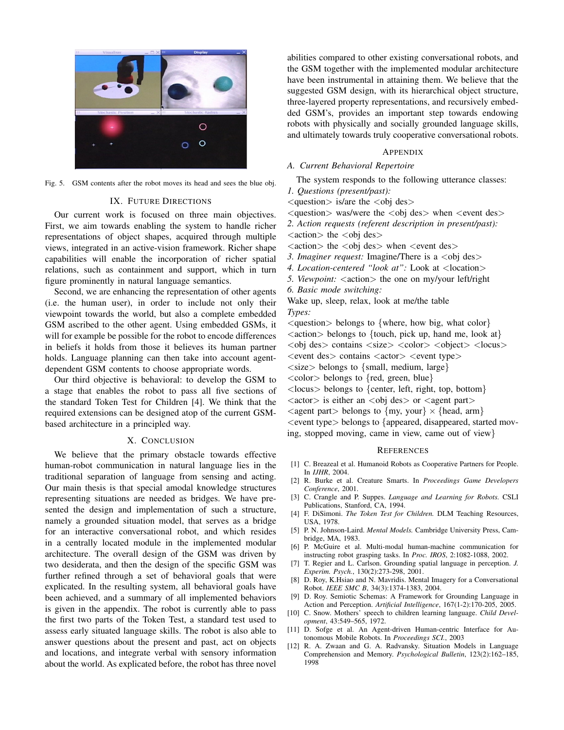Fig. 5. GSM contents after the robot moves its head and sees the blue obj.

## IX. FUTURE DIRECTIONS

Our current work is focused on three main objectives. First, we aim towards enabling the system to handle richer representations of object shapes, acquired through multiple views, integrated in an active-vision framework. Richer shape capabilities will enable the incorporation of richer spatial relations, such as containment and support, which in turn figure prominently in natural language semantics.

Second, we are enhancing the representation of other agents (i.e. the human user), in order to include not only their viewpoint towards the world, but also a complete embedded GSM ascribed to the other agent. Using embedded GSMs, it will for example be possible for the robot to encode differences in beliefs it holds from those it believes its human partner holds. Language planning can then take into account agent-dependent GSM contents to choose appropriate words.

Our third objective is behavioral: to develop the GSM to a stage that enables the robot to pass all five sections of the standard Token Test for Children [4]. We think that the required extensions can be designed atop of the current GSM-based architecture in a principled way.

## X. CONCLUSION

We believe that the primary obstacle towards effective human-robot communication in natural language lies in the traditional separation of language from sensing and acting. Our main thesis is that special amodal knowledge structures representing situations are needed as bridges. We have presented the design and implementation of such a structure, namely a grounded situation model, that serves as a bridge for an interactive conversational robot, and which resides in a centrally located module in the implemented modular architecture. The overall design of the GSM was driven by two desiderata, and then the design of the specific GSM was further refined through a set of behavioral goals that were explicated. In the resulting system, all behavioral goals have been achieved, and a summary of all implemented behaviors is given in the appendix. The robot is currently able to pass the first two parts of the Token Test, a standard test used to assess early situated language skills. The robot is also able to answer questions about the present and past, act on objects and locations, and integrate verbal with sensory information about the world. As explicated before, the robot has three novel abilities compared to other existing conversational robots, and the GSM together with the implemented modular architecture have been instrumental in attaining them. We believe that the suggested GSM design, with its hierarchical object structure, three-layered property representations, and recursively embedded GSM's, provides an important step towards endowing robots with physically and socially grounded language skills, and ultimately towards truly cooperative conversational robots.

## APPENDIX

### A. Current Behavioral Repertoire

The system responds to the following utterance classes:

*1. Questions (present/past):*
<question> is/are the <obj des>
<question> was/were the <obj des> when <event des>

*2. Action requests (referent description in present/past):*
<action> the <obj des>
<action> the <obj des> when <event des>

*3. Imaginer request:* Imagine/There is a <obj des>

*4. Location-centered "look at":* Look at <location>

*5. Viewpoint:* <action> the one on my/your left/right

*6. Basic mode switching:*
Wake up, sleep, relax, look at me/the table

*Types:*
<question> belongs to {where, how big, what color}
<action> belongs to {touch, pick up, hand me, look at}
<obj des> contains <size> <color> <object> <locus>
<event des> contains <actor> <event type>
<size> belongs to {small, medium, large}
<color> belongs to {red, green, blue}
<locus> belongs to {center, left, right, top, bottom}
<actor> is either an <obj des> or <agent part>
<agent part> belongs to {my, your} × {head, arm}
<event type> belongs to {appeared, disappeared, started moving, stopped moving, came in view, came out of view}

## REFERENCES

[1] C. Breazeal et al. Humanoid Robots as Cooperative Partners for People. In *IJHR*, 2004.
[2] R. Burke et al. Creature Smarts. In *Proceedings Game Developers Conference*, 2001.
[3] C. Crangle and P. Suppes. *Language and Learning for Robots.* CSLI Publications, Stanford, CA, 1994.
[4] F. DiSimoni. *The Token Test for Children.* DLM Teaching Resources, USA, 1978.
[5] P. N. Johnson-Laird. *Mental Models.* Cambridge University Press, Cambridge, MA, 1983.
[6] P. McGuire et al. Multi-modal human-machine communication for instructing robot grasping tasks. In *Proc. IROS*, 2:1082-1088, 2002.
[7] T. Regier and L. Carlson. Grounding spatial language in perception. *J. Experim. Psych.*, 130(2):273-298, 2001.
[8] D. Roy, K.Hsiao and N. Mavridis. Mental Imagery for a Conversational Robot. *IEEE SMC B*, 34(3):1374-1383, 2004.
[9] D. Roy. Semiotic Schemas: A Framework for Grounding Language in Action and Perception. *Artificial Intelligence*, 167(1-2):170-205, 2005.
[10] C. Snow. Mothers' speech to children learning language. *Child Development*, 43:549–565, 1972.
[11] D. Sofge et al. An Agent-driven Human-centric Interface for Autonomous Mobile Robots. In *Proceedings SCI.*, 2003
[12] R. A. Zwaan and G. A. Radvansky. Situation Models in Language Comprehension and Memory. *Psychological Bulletin*, 123(2):162–185, 1998